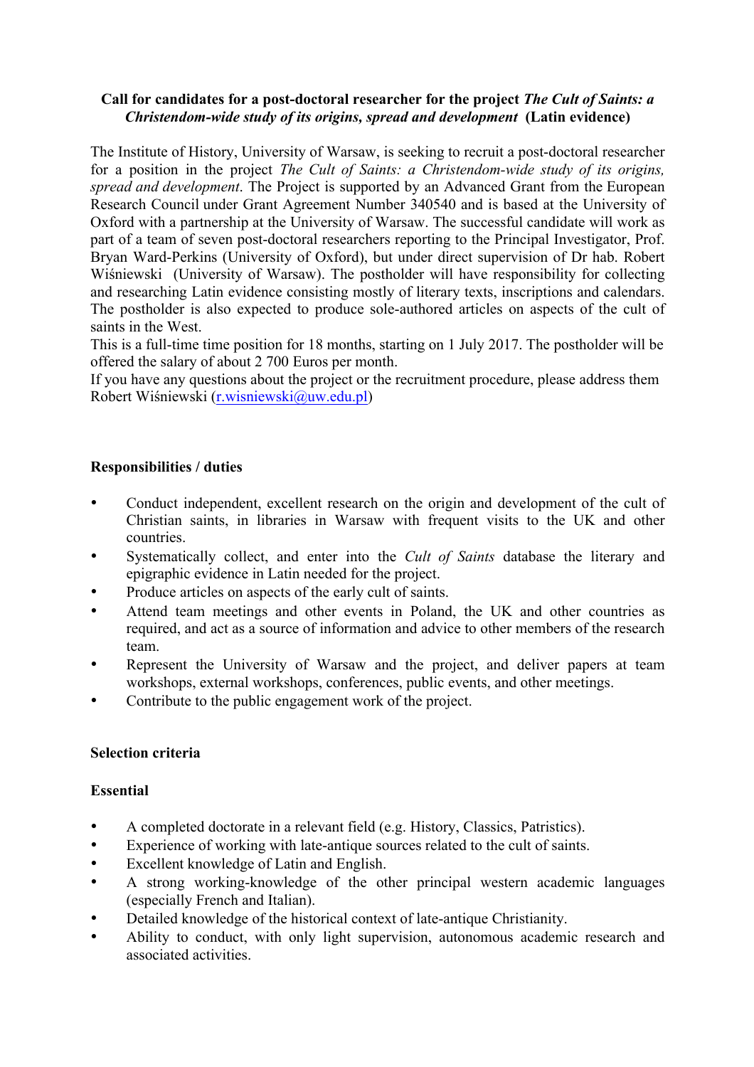**Call for candidates for a post-doctoral researcher for the project *The Cult of Saints: a Christendom-wide study of its origins, spread and development* (Latin evidence)**

The Institute of History, University of Warsaw, is seeking to recruit a post-doctoral researcher for a position in the project *The Cult of Saints: a Christendom-wide study of its origins, spread and development*. The Project is supported by an Advanced Grant from the European Research Council under Grant Agreement Number 340540 and is based at the University of Oxford with a partnership at the University of Warsaw. The successful candidate will work as part of a team of seven post-doctoral researchers reporting to the Principal Investigator, Prof. Bryan Ward-Perkins (University of Oxford), but under direct supervision of Dr hab. Robert Wiśniewski (University of Warsaw). The postholder will have responsibility for collecting and researching Latin evidence consisting mostly of literary texts, inscriptions and calendars. The postholder is also expected to produce sole-authored articles on aspects of the cult of saints in the West.

This is a full-time time position for 18 months, starting on 1 July 2017. The postholder will be offered the salary of about 2 700 Euros per month.

If you have any questions about the project or the recruitment procedure, please address them Robert Wiśniewski (r.wisniewski@uw.edu.pl)

**Responsibilities / duties**

- Conduct independent, excellent research on the origin and development of the cult of Christian saints, in libraries in Warsaw with frequent visits to the UK and other countries.
- Systematically collect, and enter into the *Cult of Saints* database the literary and epigraphic evidence in Latin needed for the project.
- Produce articles on aspects of the early cult of saints.
- Attend team meetings and other events in Poland, the UK and other countries as required, and act as a source of information and advice to other members of the research team.
- Represent the University of Warsaw and the project, and deliver papers at team workshops, external workshops, conferences, public events, and other meetings.
- Contribute to the public engagement work of the project.

**Selection criteria**

**Essential**

- A completed doctorate in a relevant field (e.g. History, Classics, Patristics).
- Experience of working with late-antique sources related to the cult of saints.
- Excellent knowledge of Latin and English.
- A strong working-knowledge of the other principal western academic languages (especially French and Italian).
- Detailed knowledge of the historical context of late-antique Christianity.
- Ability to conduct, with only light supervision, autonomous academic research and associated activities.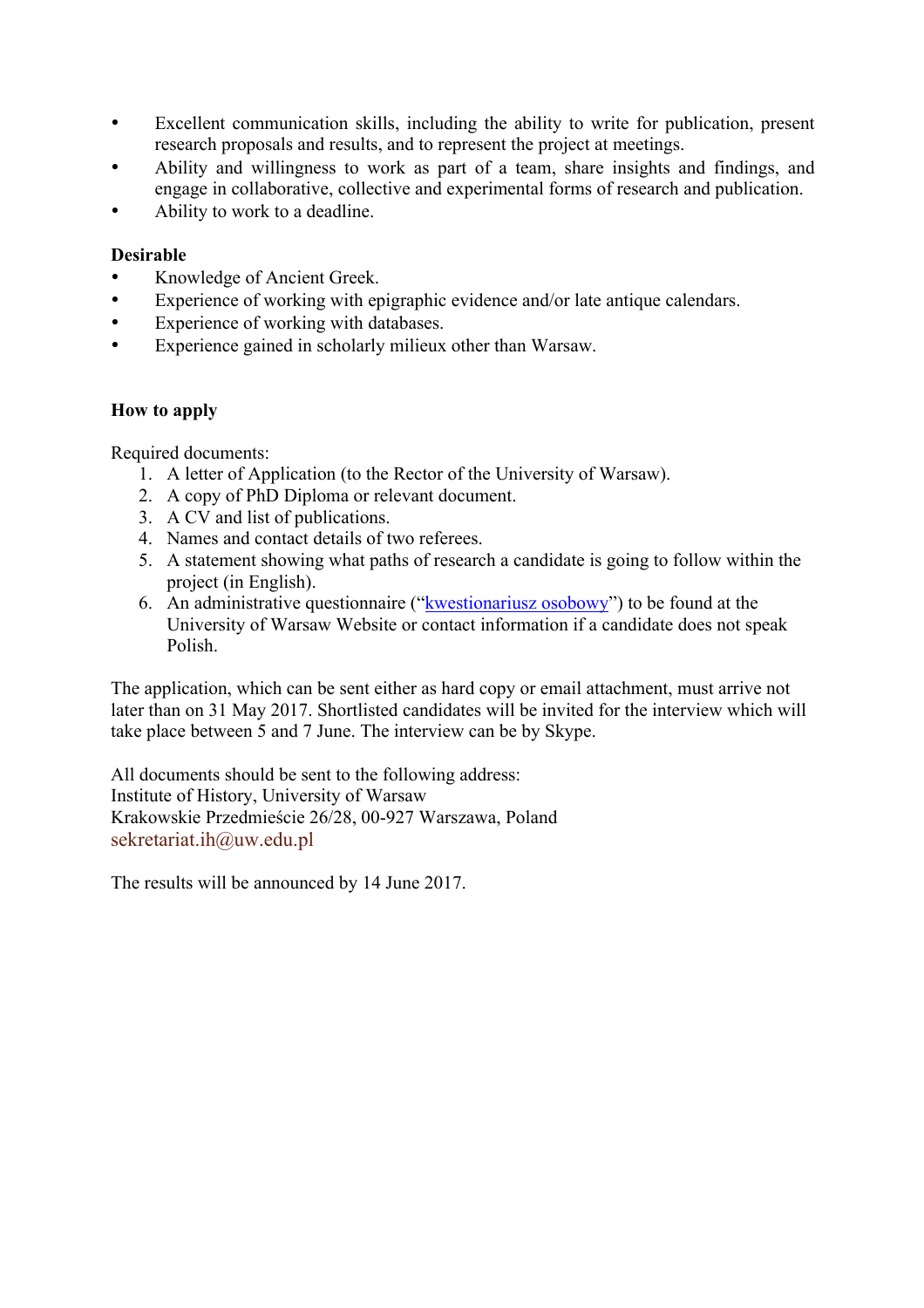- Excellent communication skills, including the ability to write for publication, present research proposals and results, and to represent the project at meetings.
- Ability and willingness to work as part of a team, share insights and findings, and engage in collaborative, collective and experimental forms of research and publication.
- Ability to work to a deadline.

**Desirable**

- Knowledge of Ancient Greek.
- Experience of working with epigraphic evidence and/or late antique calendars.
- Experience of working with databases.
- Experience gained in scholarly milieux other than Warsaw.

**How to apply**

Required documents:

1. A letter of Application (to the Rector of the University of Warsaw).
2. A copy of PhD Diploma or relevant document.
3. A CV and list of publications.
4. Names and contact details of two referees.
5. A statement showing what paths of research a candidate is going to follow within the project (in English).
6. An administrative questionnaire ("kwestionariusz osobowy") to be found at the University of Warsaw Website or contact information if a candidate does not speak Polish.

The application, which can be sent either as hard copy or email attachment, must arrive not later than on 31 May 2017. Shortlisted candidates will be invited for the interview which will take place between 5 and 7 June. The interview can be by Skype.

All documents should be sent to the following address:
Institute of History, University of Warsaw
Krakowskie Przedmieście 26/28, 00-927 Warszawa, Poland
sekretariat.ih@uw.edu.pl

The results will be announced by 14 June 2017.